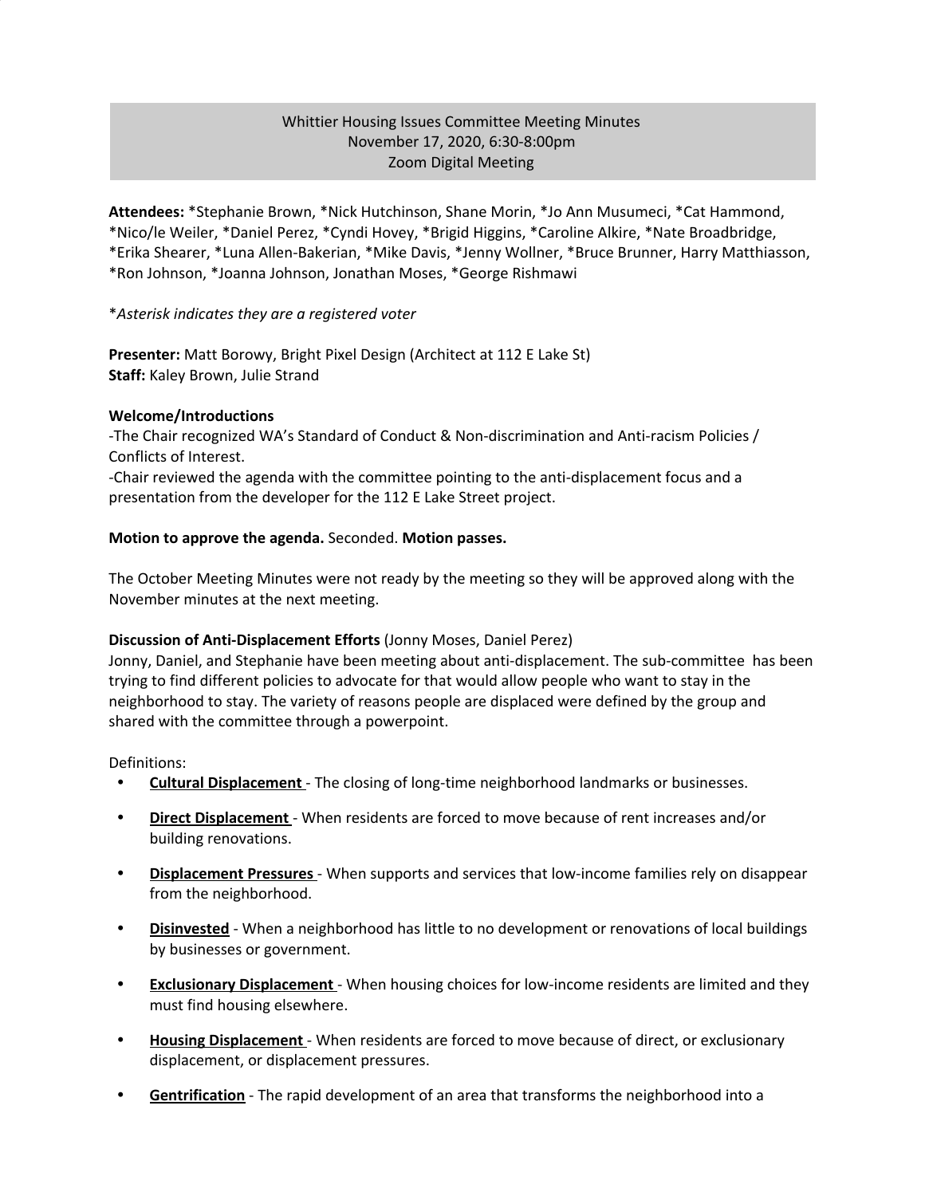# Whittier Housing Issues Committee Meeting Minutes
November 17, 2020, 6:30-8:00pm
Zoom Digital Meeting

**Attendees:** *Stephanie Brown, *Nick Hutchinson, Shane Morin, *Jo Ann Musumeci, *Cat Hammond, *Nico/le Weiler, *Daniel Perez, *Cyndi Hovey, *Brigid Higgins, *Caroline Alkire, *Nate Broadbridge, *Erika Shearer, *Luna Allen-Bakerian, *Mike Davis, *Jenny Wollner, *Bruce Brunner, Harry Matthiasson, *Ron Johnson, *Joanna Johnson, Jonathan Moses, *George Rishmawi

*\*Asterisk indicates they are a registered voter*

**Presenter:** Matt Borowy, Bright Pixel Design (Architect at 112 E Lake St)
**Staff:** Kaley Brown, Julie Strand

**Welcome/Introductions**
-The Chair recognized WA's Standard of Conduct & Non-discrimination and Anti-racism Policies / Conflicts of Interest.
-Chair reviewed the agenda with the committee pointing to the anti-displacement focus and a presentation from the developer for the 112 E Lake Street project.

**Motion to approve the agenda.** Seconded. **Motion passes.**

The October Meeting Minutes were not ready by the meeting so they will be approved along with the November minutes at the next meeting.

**Discussion of Anti-Displacement Efforts** (Jonny Moses, Daniel Perez)
Jonny, Daniel, and Stephanie have been meeting about anti-displacement. The sub-committee has been trying to find different policies to advocate for that would allow people who want to stay in the neighborhood to stay. The variety of reasons people are displaced were defined by the group and shared with the committee through a powerpoint.

Definitions:

- **Cultural Displacement** - The closing of long-time neighborhood landmarks or businesses.
- **Direct Displacement** - When residents are forced to move because of rent increases and/or building renovations.
- **Displacement Pressures** - When supports and services that low-income families rely on disappear from the neighborhood.
- **Disinvested** - When a neighborhood has little to no development or renovations of local buildings by businesses or government.
- **Exclusionary Displacement** - When housing choices for low-income residents are limited and they must find housing elsewhere.
- **Housing Displacement** - When residents are forced to move because of direct, or exclusionary displacement, or displacement pressures.
- **Gentrification** - The rapid development of an area that transforms the neighborhood into a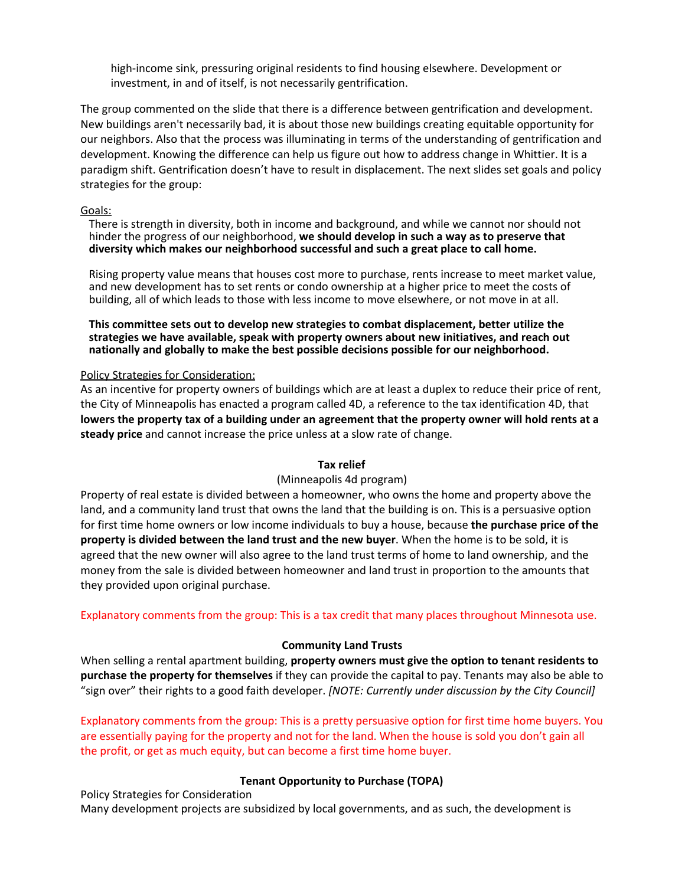high-income sink, pressuring original residents to find housing elsewhere. Development or investment, in and of itself, is not necessarily gentrification.

The group commented on the slide that there is a difference between gentrification and development. New buildings aren't necessarily bad, it is about those new buildings creating equitable opportunity for our neighbors. Also that the process was illuminating in terms of the understanding of gentrification and development. Knowing the difference can help us figure out how to address change in Whittier. It is a paradigm shift. Gentrification doesn't have to result in displacement. The next slides set goals and policy strategies for the group:

Goals:

There is strength in diversity, both in income and background, and while we cannot nor should not hinder the progress of our neighborhood, **we should develop in such a way as to preserve that diversity which makes our neighborhood successful and such a great place to call home.**

Rising property value means that houses cost more to purchase, rents increase to meet market value, and new development has to set rents or condo ownership at a higher price to meet the costs of building, all of which leads to those with less income to move elsewhere, or not move in at all.

**This committee sets out to develop new strategies to combat displacement, better utilize the strategies we have available, speak with property owners about new initiatives, and reach out nationally and globally to make the best possible decisions possible for our neighborhood.**

Policy Strategies for Consideration:

As an incentive for property owners of buildings which are at least a duplex to reduce their price of rent, the City of Minneapolis has enacted a program called 4D, a reference to the tax identification 4D, that **lowers the property tax of a building under an agreement that the property owner will hold rents at a steady price** and cannot increase the price unless at a slow rate of change.

**Tax relief**

(Minneapolis 4d program)

Property of real estate is divided between a homeowner, who owns the home and property above the land, and a community land trust that owns the land that the building is on. This is a persuasive option for first time home owners or low income individuals to buy a house, because **the purchase price of the property is divided between the land trust and the new buyer**. When the home is to be sold, it is agreed that the new owner will also agree to the land trust terms of home to land ownership, and the money from the sale is divided between homeowner and land trust in proportion to the amounts that they provided upon original purchase.

Explanatory comments from the group: This is a tax credit that many places throughout Minnesota use.

**Community Land Trusts**

When selling a rental apartment building, **property owners must give the option to tenant residents to purchase the property for themselves** if they can provide the capital to pay. Tenants may also be able to "sign over" their rights to a good faith developer. *[NOTE: Currently under discussion by the City Council]*

Explanatory comments from the group: This is a pretty persuasive option for first time home buyers. You are essentially paying for the property and not for the land. When the house is sold you don't gain all the profit, or get as much equity, but can become a first time home buyer.

**Tenant Opportunity to Purchase (TOPA)**

Policy Strategies for Consideration

Many development projects are subsidized by local governments, and as such, the development is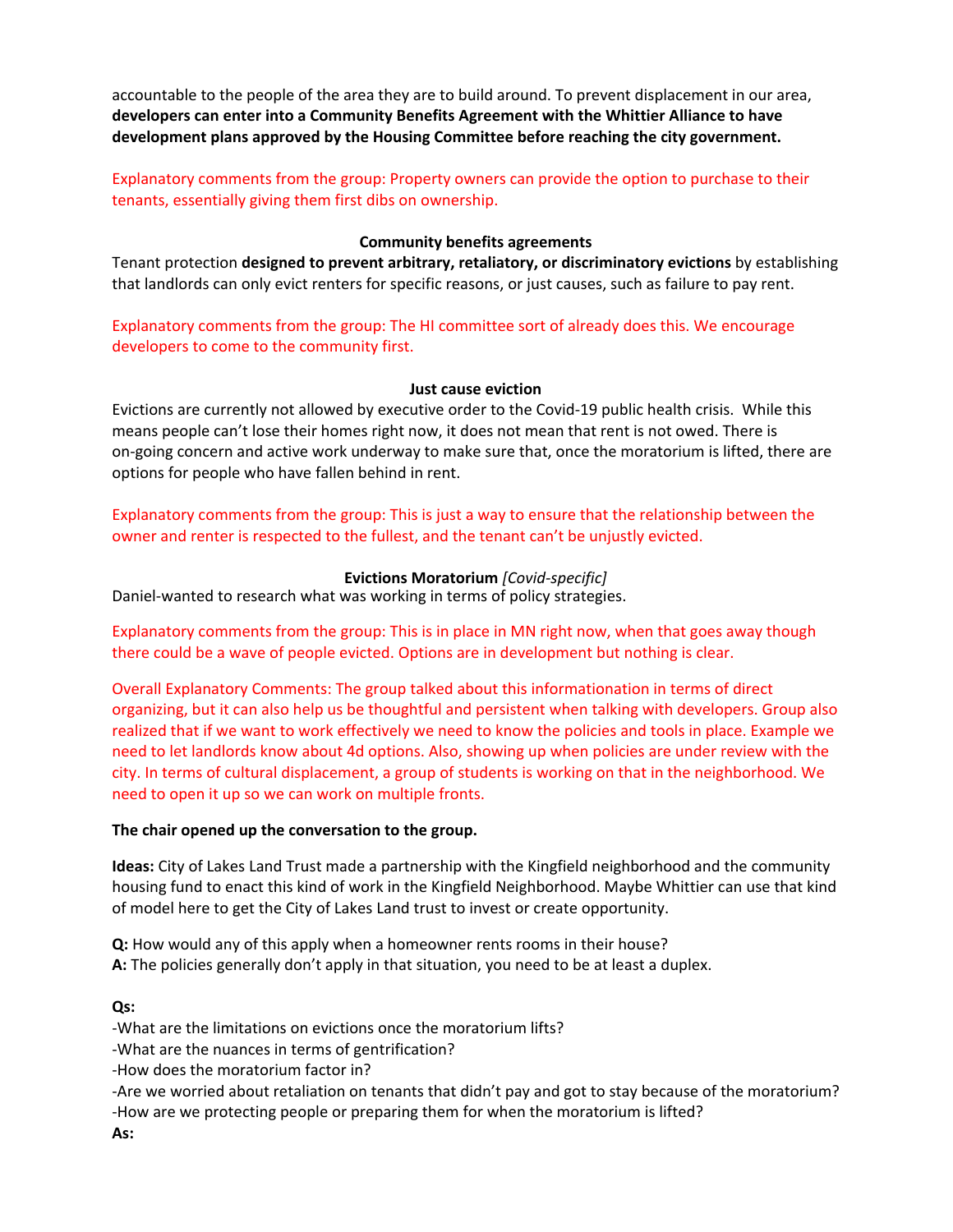accountable to the people of the area they are to build around. To prevent displacement in our area, **developers can enter into a Community Benefits Agreement with the Whittier Alliance to have development plans approved by the Housing Committee before reaching the city government.**

Explanatory comments from the group: Property owners can provide the option to purchase to their tenants, essentially giving them first dibs on ownership.

**Community benefits agreements**

Tenant protection **designed to prevent arbitrary, retaliatory, or discriminatory evictions** by establishing that landlords can only evict renters for specific reasons, or just causes, such as failure to pay rent.

Explanatory comments from the group: The HI committee sort of already does this. We encourage developers to come to the community first.

**Just cause eviction**

Evictions are currently not allowed by executive order to the Covid-19 public health crisis. While this means people can't lose their homes right now, it does not mean that rent is not owed. There is on-going concern and active work underway to make sure that, once the moratorium is lifted, there are options for people who have fallen behind in rent.

Explanatory comments from the group: This is just a way to ensure that the relationship between the owner and renter is respected to the fullest, and the tenant can't be unjustly evicted.

**Evictions Moratorium** *[Covid-specific]*

Daniel-wanted to research what was working in terms of policy strategies.

Explanatory comments from the group: This is in place in MN right now, when that goes away though there could be a wave of people evicted. Options are in development but nothing is clear.

Overall Explanatory Comments: The group talked about this informationation in terms of direct organizing, but it can also help us be thoughtful and persistent when talking with developers. Group also realized that if we want to work effectively we need to know the policies and tools in place. Example we need to let landlords know about 4d options. Also, showing up when policies are under review with the city. In terms of cultural displacement, a group of students is working on that in the neighborhood. We need to open it up so we can work on multiple fronts.

**The chair opened up the conversation to the group.**

**Ideas:** City of Lakes Land Trust made a partnership with the Kingfield neighborhood and the community housing fund to enact this kind of work in the Kingfield Neighborhood. Maybe Whittier can use that kind of model here to get the City of Lakes Land trust to invest or create opportunity.

**Q:** How would any of this apply when a homeowner rents rooms in their house?
**A:** The policies generally don't apply in that situation, you need to be at least a duplex.

**Qs:**

-What are the limitations on evictions once the moratorium lifts?
-What are the nuances in terms of gentrification?
-How does the moratorium factor in?
-Are we worried about retaliation on tenants that didn't pay and got to stay because of the moratorium?
-How are we protecting people or preparing them for when the moratorium is lifted?

**As:**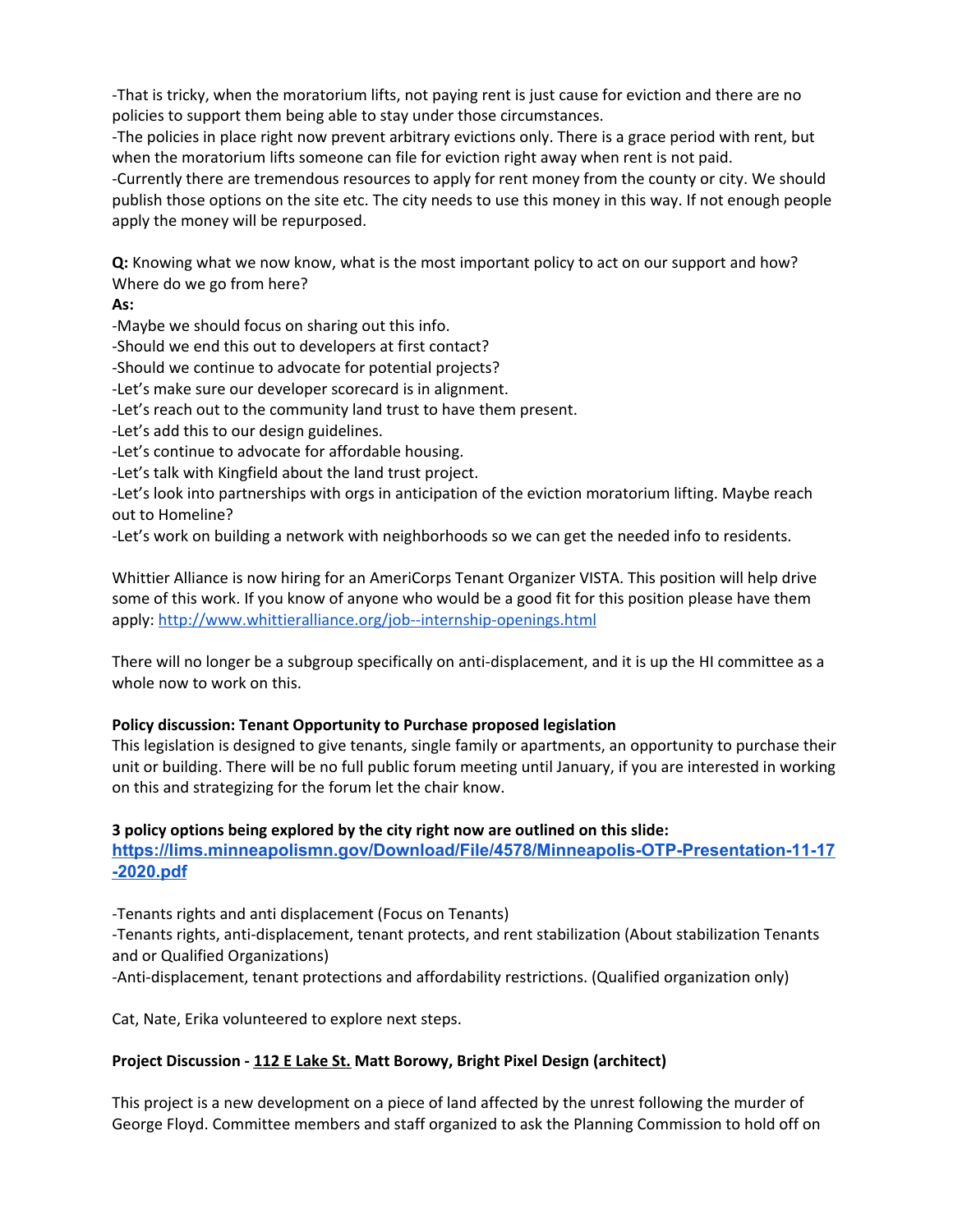-That is tricky, when the moratorium lifts, not paying rent is just cause for eviction and there are no policies to support them being able to stay under those circumstances.
-The policies in place right now prevent arbitrary evictions only. There is a grace period with rent, but when the moratorium lifts someone can file for eviction right away when rent is not paid.
-Currently there are tremendous resources to apply for rent money from the county or city. We should publish those options on the site etc. The city needs to use this money in this way. If not enough people apply the money will be repurposed.

**Q:** Knowing what we now know, what is the most important policy to act on our support and how? Where do we go from here?
**As:**
-Maybe we should focus on sharing out this info.
-Should we end this out to developers at first contact?
-Should we continue to advocate for potential projects?
-Let's make sure our developer scorecard is in alignment.
-Let's reach out to the community land trust to have them present.
-Let's add this to our design guidelines.
-Let's continue to advocate for affordable housing.
-Let's talk with Kingfield about the land trust project.
-Let's look into partnerships with orgs in anticipation of the eviction moratorium lifting. Maybe reach out to Homeline?
-Let's work on building a network with neighborhoods so we can get the needed info to residents.

Whittier Alliance is now hiring for an AmeriCorps Tenant Organizer VISTA. This position will help drive some of this work. If you know of anyone who would be a good fit for this position please have them apply: http://www.whittieralliance.org/job--internship-openings.html

There will no longer be a subgroup specifically on anti-displacement, and it is up the HI committee as a whole now to work on this.

**Policy discussion: Tenant Opportunity to Purchase proposed legislation**
This legislation is designed to give tenants, single family or apartments, an opportunity to purchase their unit or building. There will be no full public forum meeting until January, if you are interested in working on this and strategizing for the forum let the chair know.

**3 policy options being explored by the city right now are outlined on this slide:**
**https://lims.minneapolismn.gov/Download/File/4578/Minneapolis-OTP-Presentation-11-17-2020.pdf**

-Tenants rights and anti displacement (Focus on Tenants)
-Tenants rights, anti-displacement, tenant protects, and rent stabilization (About stabilization Tenants and or Qualified Organizations)
-Anti-displacement, tenant protections and affordability restrictions. (Qualified organization only)

Cat, Nate, Erika volunteered to explore next steps.

**Project Discussion - 112 E Lake St. Matt Borowy, Bright Pixel Design (architect)**

This project is a new development on a piece of land affected by the unrest following the murder of George Floyd. Committee members and staff organized to ask the Planning Commission to hold off on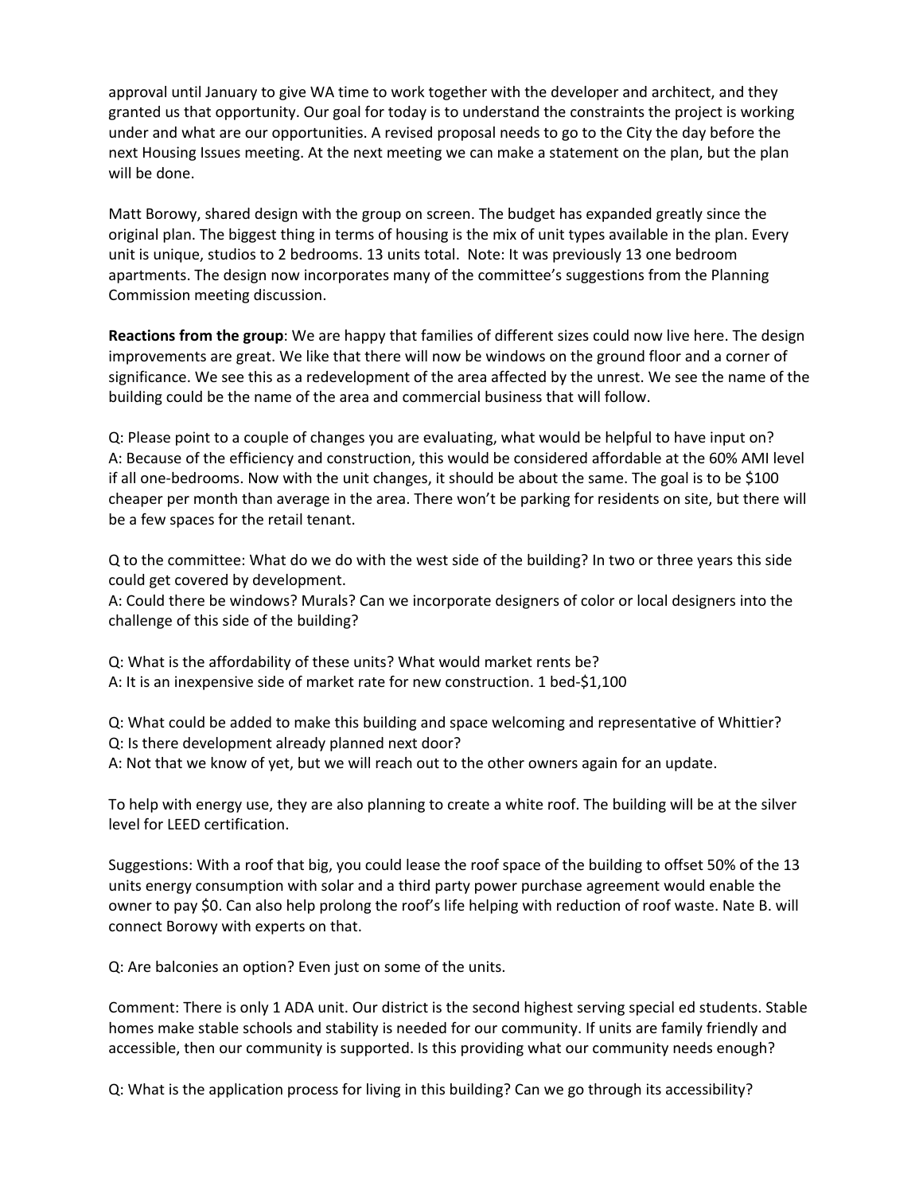approval until January to give WA time to work together with the developer and architect, and they granted us that opportunity. Our goal for today is to understand the constraints the project is working under and what are our opportunities. A revised proposal needs to go to the City the day before the next Housing Issues meeting. At the next meeting we can make a statement on the plan, but the plan will be done.

Matt Borowy, shared design with the group on screen. The budget has expanded greatly since the original plan. The biggest thing in terms of housing is the mix of unit types available in the plan. Every unit is unique, studios to 2 bedrooms. 13 units total. Note: It was previously 13 one bedroom apartments. The design now incorporates many of the committee's suggestions from the Planning Commission meeting discussion.

**Reactions from the group**: We are happy that families of different sizes could now live here. The design improvements are great. We like that there will now be windows on the ground floor and a corner of significance. We see this as a redevelopment of the area affected by the unrest. We see the name of the building could be the name of the area and commercial business that will follow.

Q: Please point to a couple of changes you are evaluating, what would be helpful to have input on?
A: Because of the efficiency and construction, this would be considered affordable at the 60% AMI level if all one-bedrooms. Now with the unit changes, it should be about the same. The goal is to be $100 cheaper per month than average in the area. There won't be parking for residents on site, but there will be a few spaces for the retail tenant.

Q to the committee: What do we do with the west side of the building? In two or three years this side could get covered by development.
A: Could there be windows? Murals? Can we incorporate designers of color or local designers into the challenge of this side of the building?

Q: What is the affordability of these units? What would market rents be?
A: It is an inexpensive side of market rate for new construction. 1 bed-$1,100

Q: What could be added to make this building and space welcoming and representative of Whittier?
Q: Is there development already planned next door?
A: Not that we know of yet, but we will reach out to the other owners again for an update.

To help with energy use, they are also planning to create a white roof. The building will be at the silver level for LEED certification.

Suggestions: With a roof that big, you could lease the roof space of the building to offset 50% of the 13 units energy consumption with solar and a third party power purchase agreement would enable the owner to pay $0. Can also help prolong the roof's life helping with reduction of roof waste. Nate B. will connect Borowy with experts on that.

Q: Are balconies an option? Even just on some of the units.

Comment: There is only 1 ADA unit. Our district is the second highest serving special ed students. Stable homes make stable schools and stability is needed for our community. If units are family friendly and accessible, then our community is supported. Is this providing what our community needs enough?

Q: What is the application process for living in this building? Can we go through its accessibility?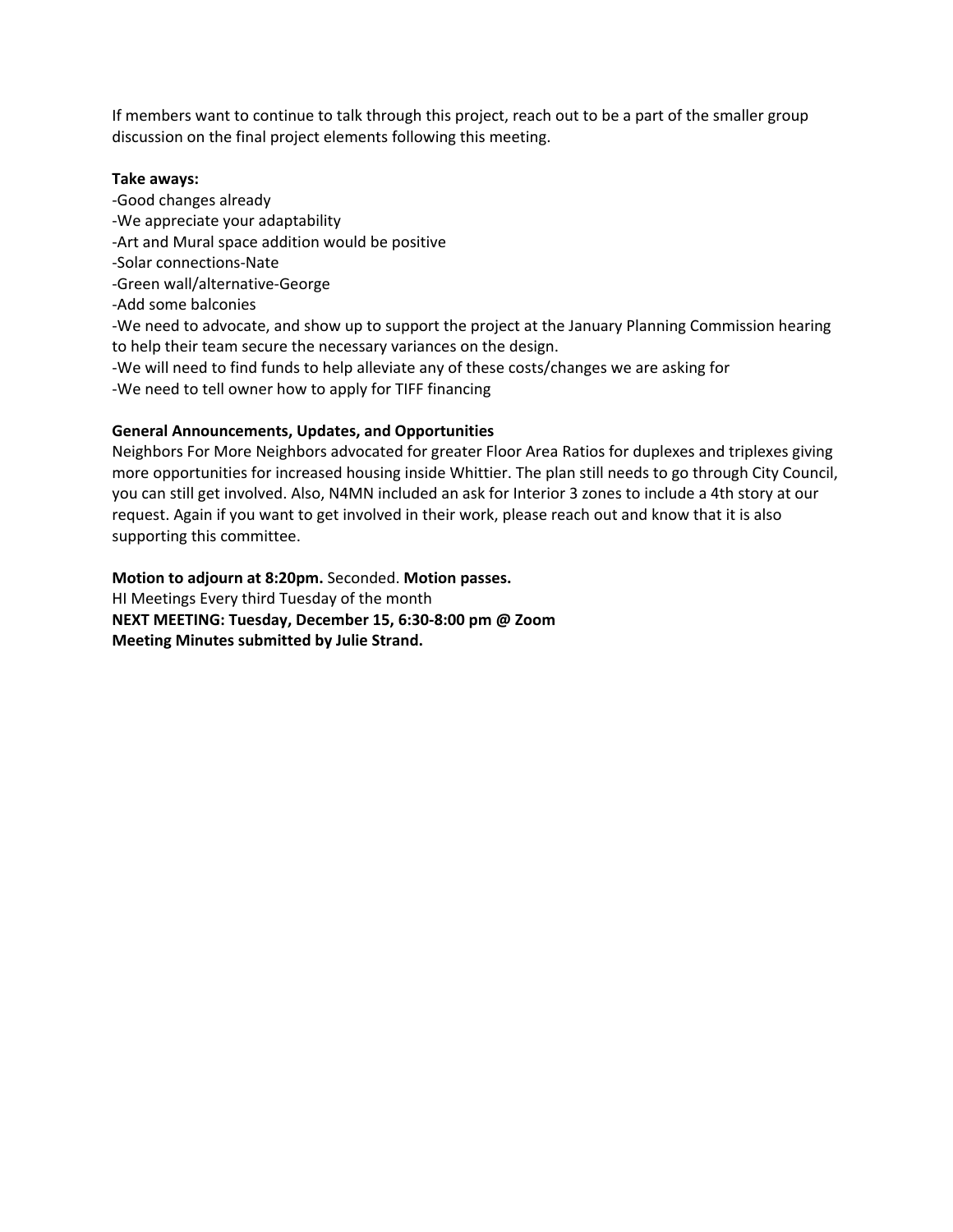If members want to continue to talk through this project, reach out to be a part of the smaller group discussion on the final project elements following this meeting.

**Take aways:**

-Good changes already
-We appreciate your adaptability
-Art and Mural space addition would be positive
-Solar connections-Nate
-Green wall/alternative-George
-Add some balconies
-We need to advocate, and show up to support the project at the January Planning Commission hearing to help their team secure the necessary variances on the design.
-We will need to find funds to help alleviate any of these costs/changes we are asking for
-We need to tell owner how to apply for TIFF financing

**General Announcements, Updates, and Opportunities**

Neighbors For More Neighbors advocated for greater Floor Area Ratios for duplexes and triplexes giving more opportunities for increased housing inside Whittier. The plan still needs to go through City Council, you can still get involved. Also, N4MN included an ask for Interior 3 zones to include a 4th story at our request. Again if you want to get involved in their work, please reach out and know that it is also supporting this committee.

**Motion to adjourn at 8:20pm.** Seconded. **Motion passes.**
HI Meetings Every third Tuesday of the month
**NEXT MEETING: Tuesday, December 15, 6:30-8:00 pm @ Zoom**
**Meeting Minutes submitted by Julie Strand.**